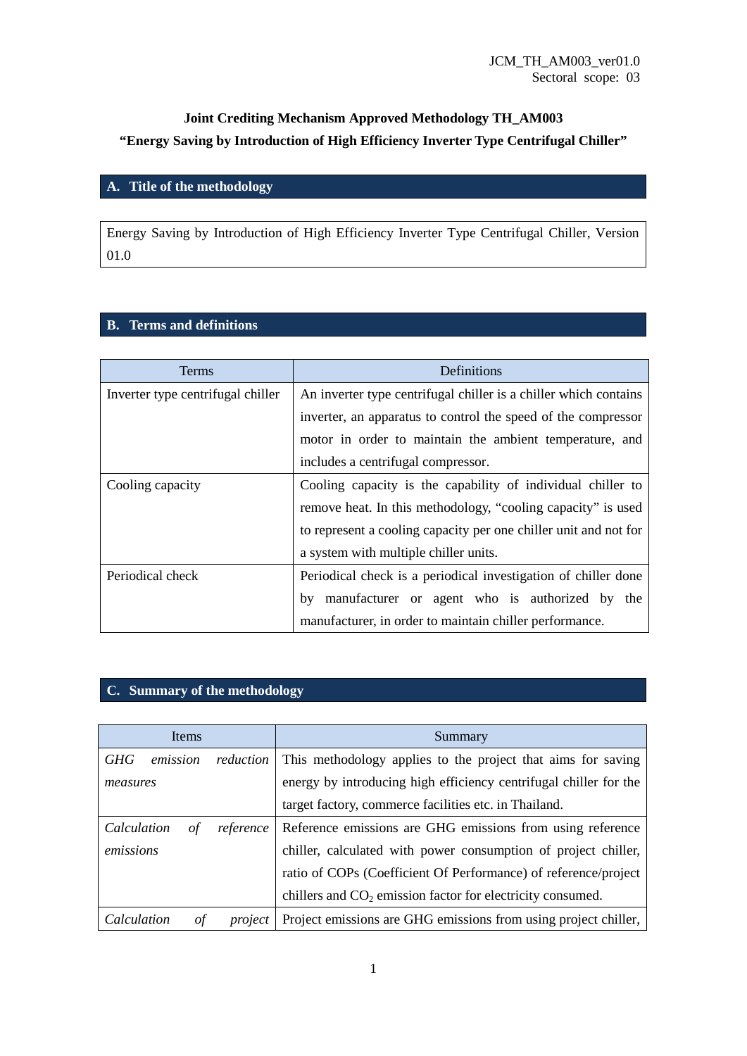JCM_TH_AM003_ver01.0
Sectoral scope: 03

**Joint Crediting Mechanism Approved Methodology TH_AM003**
**"Energy Saving by Introduction of High Efficiency Inverter Type Centrifugal Chiller"**

## A. Title of the methodology

Energy Saving by Introduction of High Efficiency Inverter Type Centrifugal Chiller, Version 01.0

## B. Terms and definitions

| Terms | Definitions |
|---|---|
| Inverter type centrifugal chiller | An inverter type centrifugal chiller is a chiller which contains inverter, an apparatus to control the speed of the compressor motor in order to maintain the ambient temperature, and includes a centrifugal compressor. |
| Cooling capacity | Cooling capacity is the capability of individual chiller to remove heat. In this methodology, "cooling capacity" is used to represent a cooling capacity per one chiller unit and not for a system with multiple chiller units. |
| Periodical check | Periodical check is a periodical investigation of chiller done by manufacturer or agent who is authorized by the manufacturer, in order to maintain chiller performance. |

## C. Summary of the methodology

| Items | Summary |
|---|---|
| *GHG emission reduction measures* | This methodology applies to the project that aims for saving energy by introducing high efficiency centrifugal chiller for the target factory, commerce facilities etc. in Thailand. |
| *Calculation of reference emissions* | Reference emissions are GHG emissions from using reference chiller, calculated with power consumption of project chiller, ratio of COPs (Coefficient Of Performance) of reference/project chillers and $CO_2$ emission factor for electricity consumed. |
| *Calculation of project* | Project emissions are GHG emissions from using project chiller, |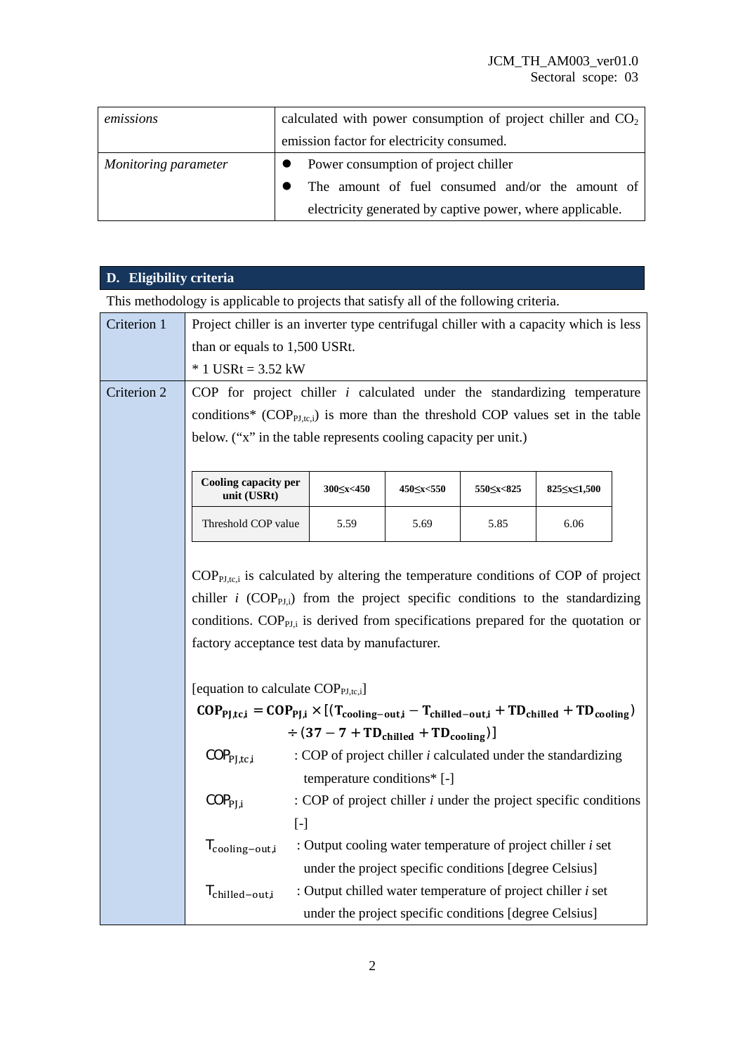| | |
|---|---|
| *emissions* | calculated with power consumption of project chiller and $CO_2$ emission factor for electricity consumed. |
| *Monitoring parameter* | • Power consumption of project chiller<br>• The amount of fuel consumed and/or the amount of electricity generated by captive power, where applicable. |

## D. Eligibility criteria

This methodology is applicable to projects that satisfy all of the following criteria.

**Criterion 1**

Project chiller is an inverter type centrifugal chiller with a capacity which is less than or equals to 1,500 USRt.

* 1 USRt = 3.52 kW

**Criterion 2**

COP for project chiller *i* calculated under the standardizing temperature conditions* ($COP_{PJ,tc,i}$) is more than the threshold COP values set in the table below. ("x" in the table represents cooling capacity per unit.)

| Cooling capacity per unit (USRt) | 300≤x<450 | 450≤x<550 | 550≤x<825 | 825≤x≤1,500 |
|---|---|---|---|---|
| Threshold COP value | 5.59 | 5.69 | 5.85 | 6.06 |

$COP_{PJ,tc,i}$ is calculated by altering the temperature conditions of COP of project chiller *i* ($COP_{PJ,i}$) from the project specific conditions to the standardizing conditions. $COP_{PJ,i}$ is derived from specifications prepared for the quotation or factory acceptance test data by manufacturer.

[equation to calculate $COP_{PJ,tc,i}$]

$$\mathbf{COP_{PJ,tc,i} = COP_{PJ,i} \times [(T_{cooling-out,i} - T_{chilled-out,i} + TD_{chilled} + TD_{cooling}) \div (37 - 7 + TD_{chilled} + TD_{cooling})]}$$

| | |
|---|---|
| $COP_{PJ,tc,i}$ | : COP of project chiller *i* calculated under the standardizing temperature conditions* [-] |
| $COP_{PJ,i}$ | : COP of project chiller *i* under the project specific conditions [-] |
| $T_{cooling-out,i}$ | : Output cooling water temperature of project chiller *i* set under the project specific conditions [degree Celsius] |
| $T_{chilled-out,i}$ | : Output chilled water temperature of project chiller *i* set under the project specific conditions [degree Celsius] |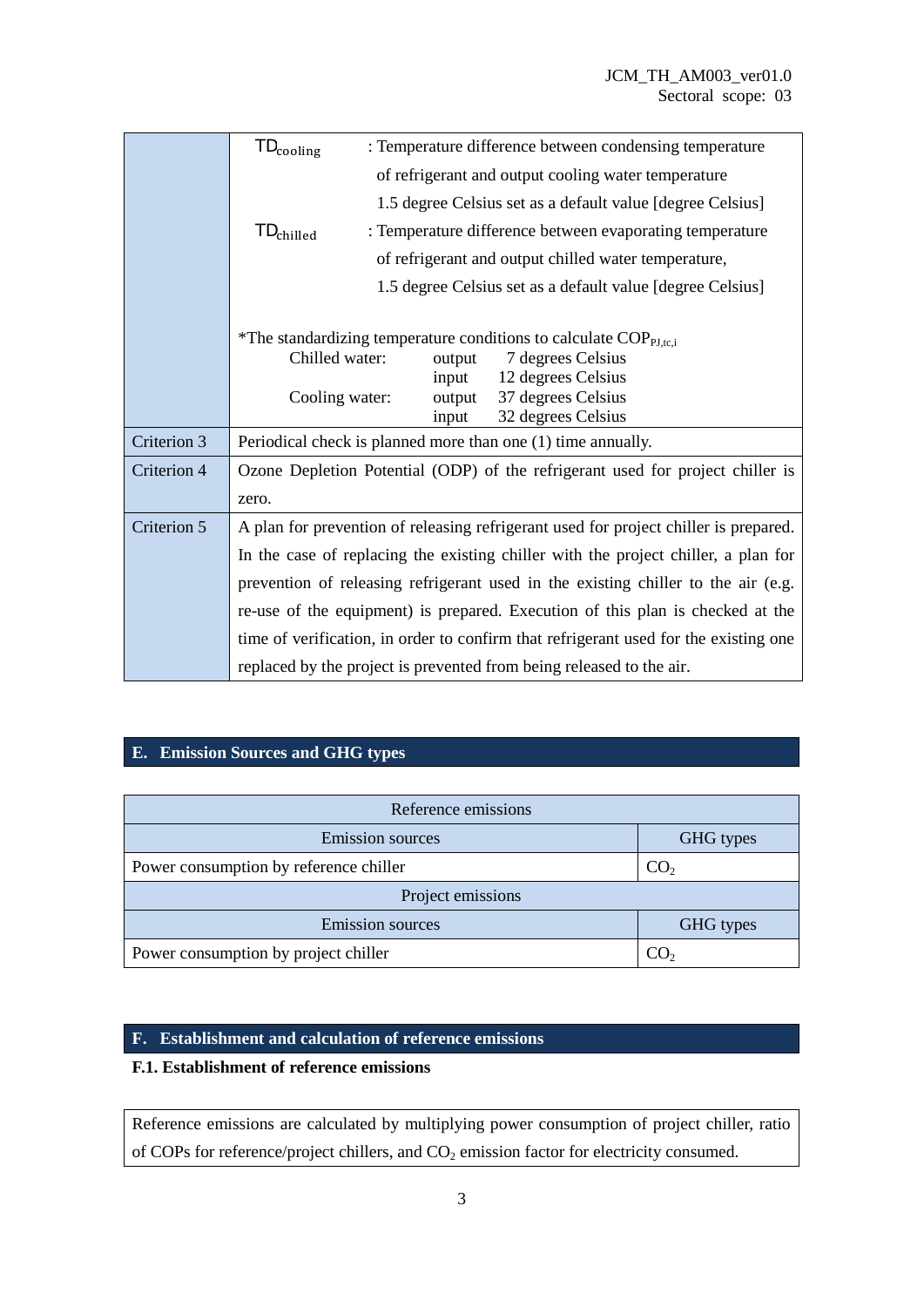| | |
|---|---|
| | $TD_{cooling}$ : Temperature difference between condensing temperature of refrigerant and output cooling water temperature 1.5 degree Celsius set as a default value [degree Celsius]<br>$TD_{chilled}$ : Temperature difference between evaporating temperature of refrigerant and output chilled water temperature, 1.5 degree Celsius set as a default value [degree Celsius]<br><br>*The standardizing temperature conditions to calculate $COP_{PJ,tc,i}$<br>Chilled water: output 7 degrees Celsius<br>input 12 degrees Celsius<br>Cooling water: output 37 degrees Celsius<br>input 32 degrees Celsius |
| Criterion 3 | Periodical check is planned more than one (1) time annually. |
| Criterion 4 | Ozone Depletion Potential (ODP) of the refrigerant used for project chiller is zero. |
| Criterion 5 | A plan for prevention of releasing refrigerant used for project chiller is prepared. In the case of replacing the existing chiller with the project chiller, a plan for prevention of releasing refrigerant used in the existing chiller to the air (e.g. re-use of the equipment) is prepared. Execution of this plan is checked at the time of verification, in order to confirm that refrigerant used for the existing one replaced by the project is prevented from being released to the air. |

## E. Emission Sources and GHG types

| Reference emissions | |
|---|---|
| **Emission sources** | **GHG types** |
| Power consumption by reference chiller | $CO_2$ |
| **Project emissions** | |
| **Emission sources** | **GHG types** |
| Power consumption by project chiller | $CO_2$ |

## F. Establishment and calculation of reference emissions

### F.1. Establishment of reference emissions

Reference emissions are calculated by multiplying power consumption of project chiller, ratio of COPs for reference/project chillers, and $CO_2$ emission factor for electricity consumed.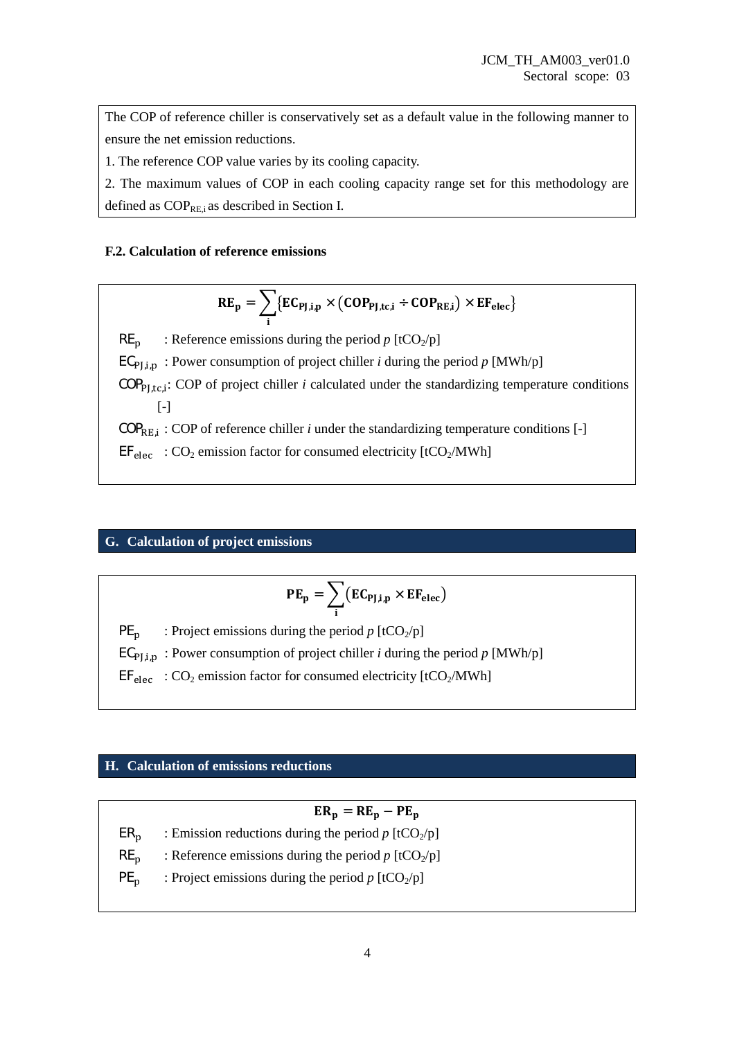The COP of reference chiller is conservatively set as a default value in the following manner to ensure the net emission reductions.

1. The reference COP value varies by its cooling capacity.
2. The maximum values of COP in each cooling capacity range set for this methodology are defined as $COP_{RE,i}$ as described in Section I.

### F.2. Calculation of reference emissions

$$\mathbf{RE_p = \sum_i \{EC_{PJ,i,p} \times (COP_{PJ,tc,i} \div COP_{RE,i}) \times EF_{elec}\}}$$

$RE_p$ : Reference emissions during the period *p* [$tCO_2$/p]

$EC_{PJ,i,p}$ : Power consumption of project chiller *i* during the period *p* [MWh/p]

$COP_{PJ,tc,i}$: COP of project chiller *i* calculated under the standardizing temperature conditions [-]

$COP_{RE,i}$ : COP of reference chiller *i* under the standardizing temperature conditions [-]

$EF_{elec}$ : $CO_2$ emission factor for consumed electricity [$tCO_2$/MWh]

## G. Calculation of project emissions

$$\mathbf{PE_p = \sum_i (EC_{PJ,i,p} \times EF_{elec})}$$

$PE_p$ : Project emissions during the period *p* [$tCO_2$/p]

$EC_{PJ,i,p}$ : Power consumption of project chiller *i* during the period *p* [MWh/p]

$EF_{elec}$ : $CO_2$ emission factor for consumed electricity [$tCO_2$/MWh]

## H. Calculation of emissions reductions

$$\mathbf{ER_p = RE_p - PE_p}$$

$ER_p$ : Emission reductions during the period *p* [$tCO_2$/p]

$RE_p$ : Reference emissions during the period *p* [$tCO_2$/p]

$PE_p$ : Project emissions during the period *p* [$tCO_2$/p]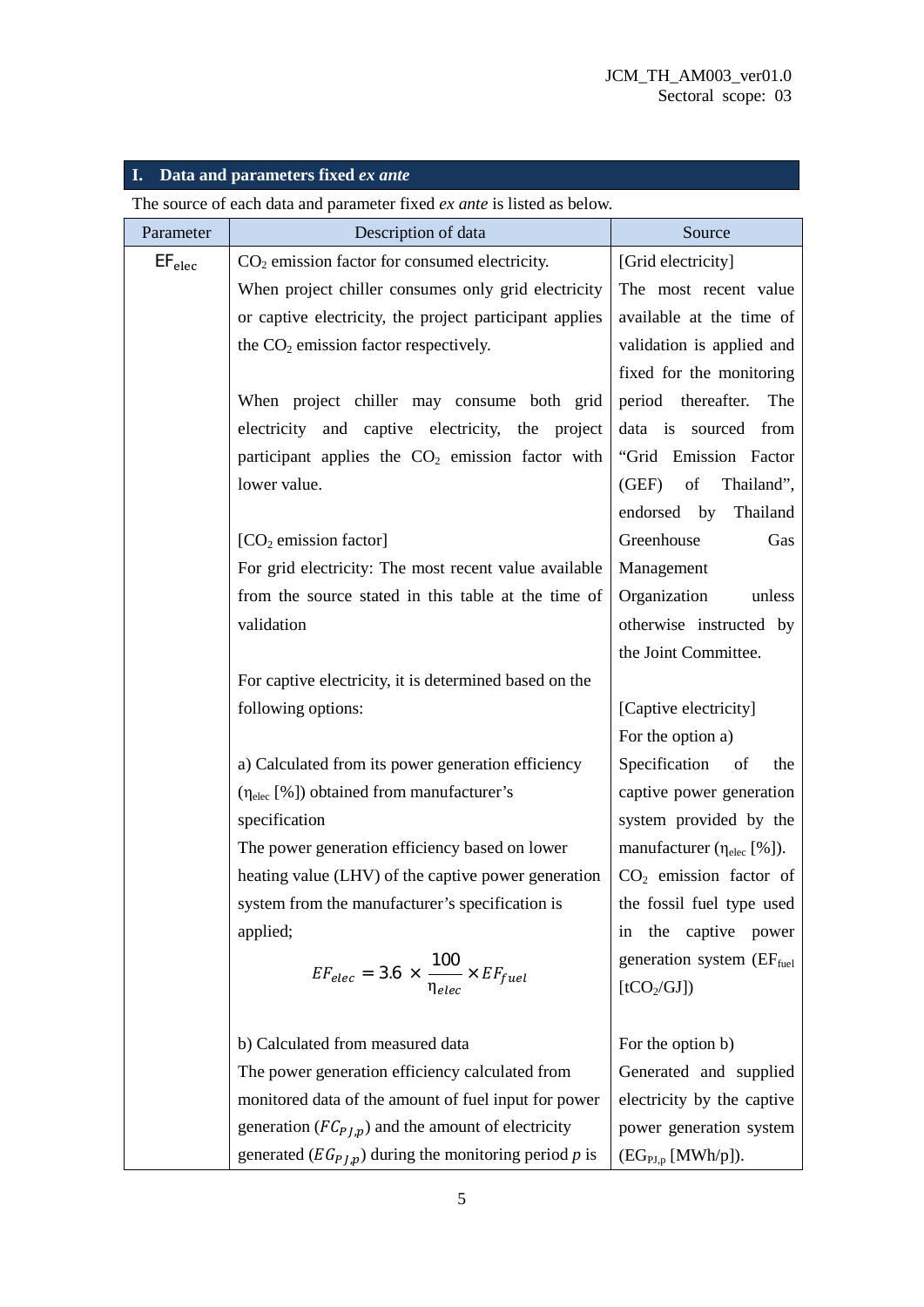## I. Data and parameters fixed *ex ante*

The source of each data and parameter fixed *ex ante* is listed as below.

| Parameter | Description of data | Source |
|---|---|---|
| $EF_{elec}$ | $CO_2$ emission factor for consumed electricity.<br>When project chiller consumes only grid electricity or captive electricity, the project participant applies the $CO_2$ emission factor respectively.<br><br>When project chiller may consume both grid electricity and captive electricity, the project participant applies the $CO_2$ emission factor with lower value.<br><br>[$CO_2$ emission factor]<br>For grid electricity: The most recent value available from the source stated in this table at the time of validation<br><br>For captive electricity, it is determined based on the following options:<br><br>a) Calculated from its power generation efficiency ($\eta_{elec}$ [%]) obtained from manufacturer's specification<br>The power generation efficiency based on lower heating value (LHV) of the captive power generation system from the manufacturer's specification is applied;<br>$$EF_{elec} = 3.6 \times \frac{100}{\eta_{elec}} \times EF_{fuel}$$<br><br>b) Calculated from measured data<br>The power generation efficiency calculated from monitored data of the amount of fuel input for power generation ($FC_{PJ,p}$) and the amount of electricity generated ($EG_{PJ,p}$) during the monitoring period $p$ is | [Grid electricity]<br>The most recent value available at the time of validation is applied and fixed for the monitoring period thereafter. The data is sourced from "Grid Emission Factor (GEF) of Thailand", endorsed by Thailand Greenhouse Gas Management Organization unless otherwise instructed by the Joint Committee.<br><br>[Captive electricity]<br>For the option a)<br>Specification of the captive power generation system provided by the manufacturer ($\eta_{elec}$ [%]).<br>$CO_2$ emission factor of the fossil fuel type used in the captive power generation system ($EF_{fuel}$ [$tCO_2$/GJ])<br><br>For the option b)<br>Generated and supplied electricity by the captive power generation system ($EG_{PJ,p}$ [MWh/p]). |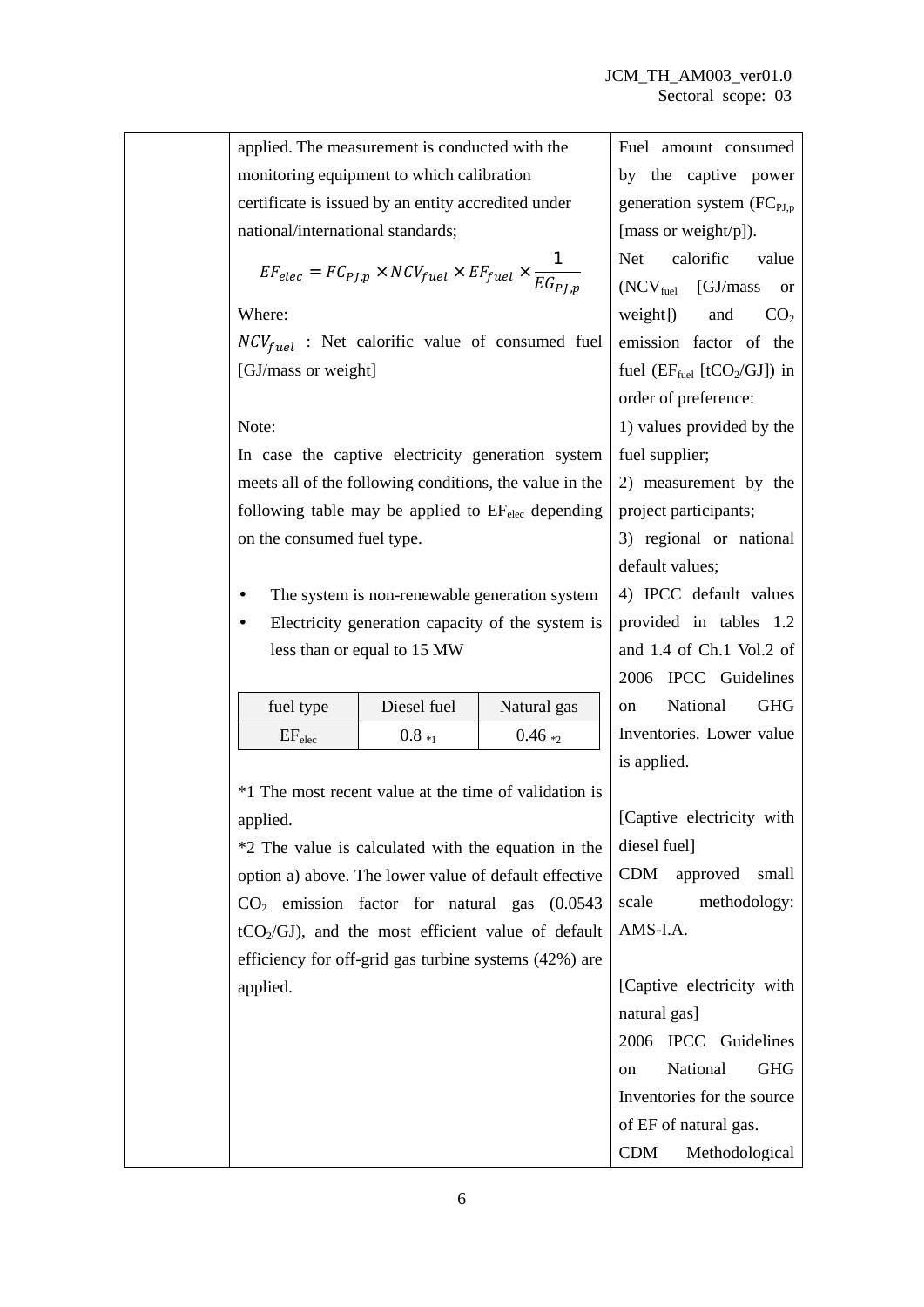| | applied. The measurement is conducted with the monitoring equipment to which calibration certificate is issued by an entity accredited under national/international standards;<br><br>$$EF_{elec} = FC_{PJ,p} \times NCV_{fuel} \times EF_{fuel} \times \frac{1}{EG_{PJ,p}}$$<br><br>Where:<br>$NCV_{fuel}$ : Net calorific value of consumed fuel [GJ/mass or weight]<br><br>Note:<br>In case the captive electricity generation system meets all of the following conditions, the value in the following table may be applied to $EF_{elec}$ depending on the consumed fuel type.<br><br>• The system is non-renewable generation system<br>• Electricity generation capacity of the system is less than or equal to 15 MW<br><br>fuel type: Diesel fuel / Natural gas<br>$EF_{elec}$: 0.8 *1 / 0.46 *2<br><br>*1 The most recent value at the time of validation is applied.<br>*2 The value is calculated with the equation in the option a) above. The lower value of default effective $CO_2$ emission factor for natural gas (0.0543 $tCO_2$/GJ), and the most efficient value of default efficiency for off-grid gas turbine systems (42%) are applied. | Fuel amount consumed by the captive power generation system ($FC_{PJ,p}$ [mass or weight/p]).<br>Net calorific value ($NCV_{fuel}$ [GJ/mass or weight]) and $CO_2$ emission factor of the fuel ($EF_{fuel}$ [$tCO_2$/GJ]) in order of preference:<br>1) values provided by the fuel supplier;<br>2) measurement by the project participants;<br>3) regional or national default values;<br>4) IPCC default values provided in tables 1.2 and 1.4 of Ch.1 Vol.2 of 2006 IPCC Guidelines on National GHG Inventories. Lower value is applied.<br><br>[Captive electricity with diesel fuel]<br>CDM approved small scale methodology: AMS-I.A.<br><br>[Captive electricity with natural gas]<br>2006 IPCC Guidelines on National GHG Inventories for the source of EF of natural gas.<br>CDM Methodological |
|---|---|---|

| fuel type | Diesel fuel | Natural gas |
|---|---|---|
| $EF_{elec}$ | 0.8 *1 | 0.46 *2 |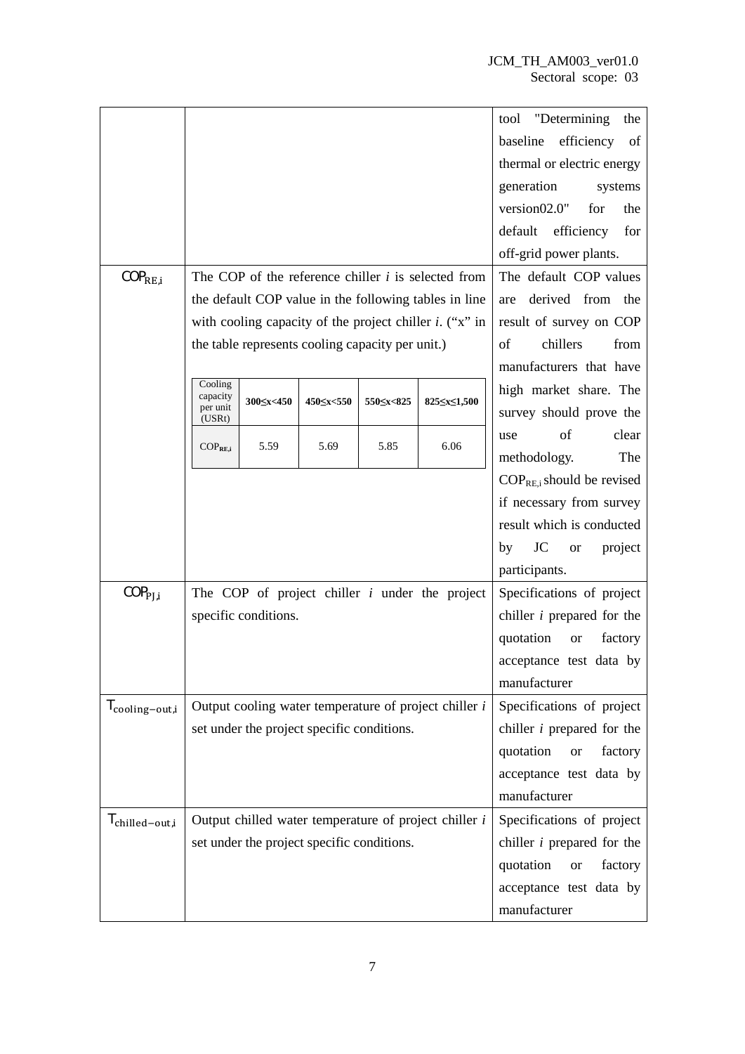| | | |
|---|---|---|
| | | tool "Determining the baseline efficiency of thermal or electric energy generation systems version02.0" for the default efficiency for off-grid power plants. |
| $COP_{RE,i}$ | The COP of the reference chiller *i* is selected from the default COP value in the following tables in line with cooling capacity of the project chiller *i*. ("x" in the table represents cooling capacity per unit.)<br><br>Cooling capacity per unit (USRt): 300≤x<450 / 450≤x<550 / 550≤x<825 / 825≤x≤1,500<br>$COP_{RE,i}$: 5.59 / 5.69 / 5.85 / 6.06 | The default COP values are derived from the result of survey on COP of chillers from manufacturers that have high market share. The survey should prove the use of clear methodology. The $COP_{RE,i}$ should be revised if necessary from survey result which is conducted by JC or project participants. |
| $COP_{PJ,i}$ | The COP of project chiller *i* under the project specific conditions. | Specifications of project chiller *i* prepared for the quotation or factory acceptance test data by manufacturer |
| $T_{cooling-out,i}$ | Output cooling water temperature of project chiller *i* set under the project specific conditions. | Specifications of project chiller *i* prepared for the quotation or factory acceptance test data by manufacturer |
| $T_{chilled-out,i}$ | Output chilled water temperature of project chiller *i* set under the project specific conditions. | Specifications of project chiller *i* prepared for the quotation or factory acceptance test data by manufacturer |

| Cooling capacity per unit (USRt) | 300≤x<450 | 450≤x<550 | 550≤x<825 | 825≤x≤1,500 |
|---|---|---|---|---|
| $COP_{RE,i}$ | 5.59 | 5.69 | 5.85 | 6.06 |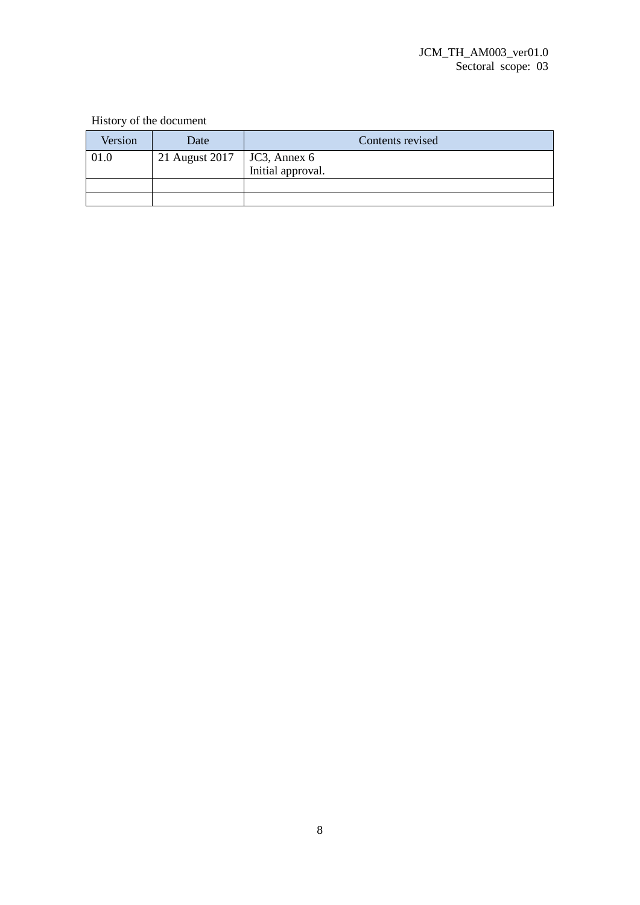History of the document

| Version | Date | Contents revised |
|---|---|---|
| 01.0 | 21 August 2017 | JC3, Annex 6<br>Initial approval. |
| | | |
| | | |